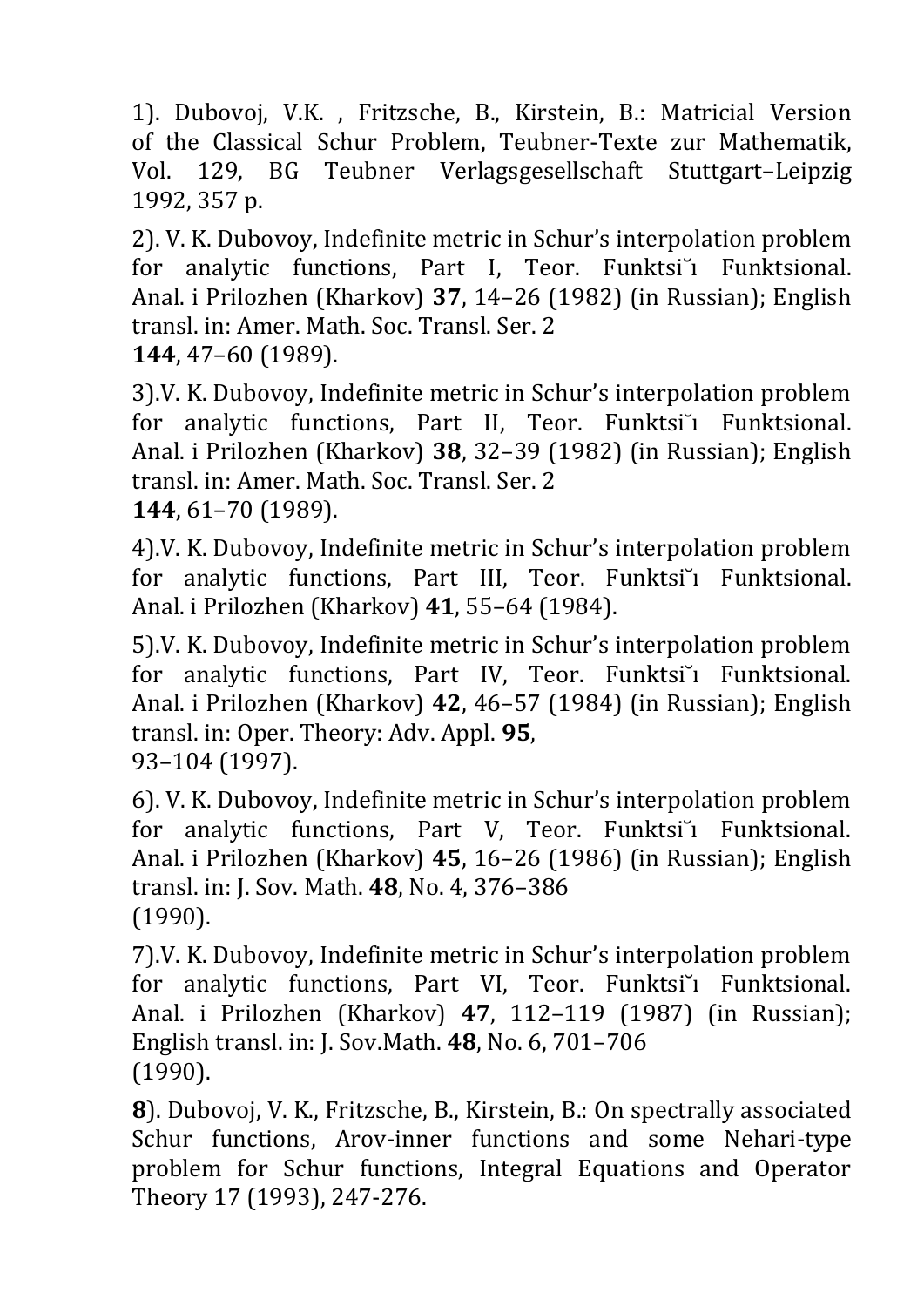1). Dubovoj, V.K. , Fritzsche, B., Kirstein, B.: Matricial Version of the Classical Schur Problem, Teubner-Texte zur Mathematik, Vol. 129, BG Teubner Verlagsgesellschaft Stuttgart–Leipzig 1992, 357 p.

2). V. K. Dubovoy, Indefinite metric in Schur's interpolation problem for analytic functions, Part I, Teor. Funktsiı̆ Funktsional. Anal. i Prilozhen (Kharkov) **37**, 14–26 (1982) (in Russian); English transl. in: Amer. Math. Soc. Transl. Ser. 2 **144**, 47–60 (1989).

3).V. K. Dubovoy, Indefinite metric in Schur's interpolation problem for analytic functions, Part II, Teor. Funktsiı̆ Funktsional. Anal. i Prilozhen (Kharkov) **38**, 32–39 (1982) (in Russian); English transl. in: Amer. Math. Soc. Transl. Ser. 2 **144**, 61–70 (1989).

4).V. K. Dubovoy, Indefinite metric in Schur's interpolation problem for analytic functions, Part III, Teor. Funktsiı̆ Funktsional. Anal. i Prilozhen (Kharkov) **41**, 55–64 (1984).

5).V. K. Dubovoy, Indefinite metric in Schur's interpolation problem for analytic functions, Part IV, Teor. Funktsiı̆ Funktsional. Anal. i Prilozhen (Kharkov) **42**, 46–57 (1984) (in Russian); English transl. in: Oper. Theory: Adv. Appl. **95**, 93–104 (1997).

6). V. K. Dubovoy, Indefinite metric in Schur's interpolation problem for analytic functions, Part V, Teor. Funktsiı̆ Funktsional. Anal. i Prilozhen (Kharkov) **45**, 16–26 (1986) (in Russian); English transl. in: J. Sov. Math. **48**, No. 4, 376–386 (1990).

7).V. K. Dubovoy, Indefinite metric in Schur's interpolation problem for analytic functions, Part VI, Teor. Funktsiı̆ Funktsional. Anal. i Prilozhen (Kharkov) **47**, 112–119 (1987) (in Russian); English transl. in: J. Sov.Math. **48**, No. 6, 701–706 (1990).

**8**). Dubovoj, V. K., Fritzsche, B., Kirstein, B.: On spectrally associated Schur functions, Arov-inner functions and some Nehari-type problem for Schur functions, Integral Equations and Operator Theory 17 (1993), 247-276.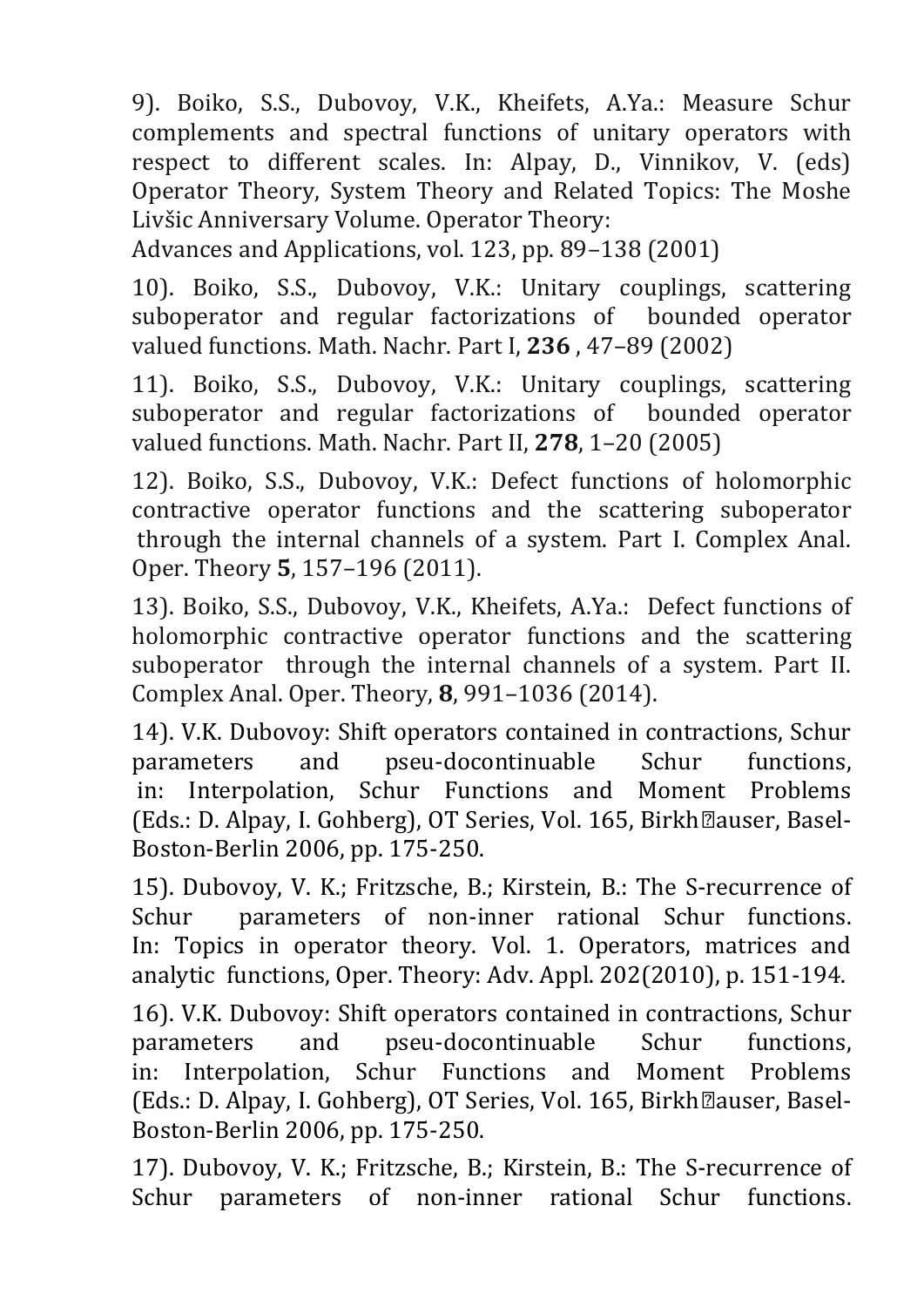9). Boiko, S.S., Dubovoy, V.K., Kheifets, A.Ya.: Measure Schur complements and spectral functions of unitary operators with respect to different scales. In: Alpay, D., Vinnikov, V. (eds) Operator Theory, System Theory and Related Topics: The Moshe Livšic Anniversary Volume. Operator Theory: Advances and Applications, vol. 123, pp. 89–138 (2001)

10). Boiko, S.S., Dubovoy, V.K.: Unitary couplings, scattering suboperator and regular factorizations of bounded operator valued functions. Math. Nachr. Part I, **236** , 47–89 (2002)

11). Boiko, S.S., Dubovoy, V.K.: Unitary couplings, scattering suboperator and regular factorizations of bounded operator valued functions. Math. Nachr. Part II, **278**, 1–20 (2005)

12). Boiko, S.S., Dubovoy, V.K.: Defect functions of holomorphic contractive operator functions and the scattering suboperator through the internal channels of a system. Part I. Complex Anal. Oper. Theory **5**, 157–196 (2011).

13). Boiko, S.S., Dubovoy, V.K., Kheifets, A.Ya.: Defect functions of holomorphic contractive operator functions and the scattering suboperator through the internal channels of a system. Part II. Complex Anal. Oper. Theory, **8**, 991–1036 (2014).

14). V.K. Dubovoy: Shift operators contained in contractions, Schur parameters and pseu-docontinuable Schur functions, in: Interpolation, Schur Functions and Moment Problems (Eds.: D. Alpay, I. Gohberg), OT Series, Vol. 165, Birkh�auser, Basel-Boston-Berlin 2006, pp. 175-250.

15). Dubovoy, V. K.; Fritzsche, B.; Kirstein, B.: The S-recurrence of Schur parameters of non-inner rational Schur functions. In: Topics in operator theory. Vol. 1. Operators, matrices and analytic functions, Oper. Theory: Adv. Appl. 202(2010), p. 151-194.

16). V.K. Dubovoy: Shift operators contained in contractions, Schur parameters and pseu-docontinuable Schur functions, in: Interpolation, Schur Functions and Moment Problems (Eds.: D. Alpay, I. Gohberg), OT Series, Vol. 165, Birkh�auser, Basel-Boston-Berlin 2006, pp. 175-250.

17). Dubovoy, V. K.; Fritzsche, B.; Kirstein, B.: The S-recurrence of Schur parameters of non-inner rational Schur functions.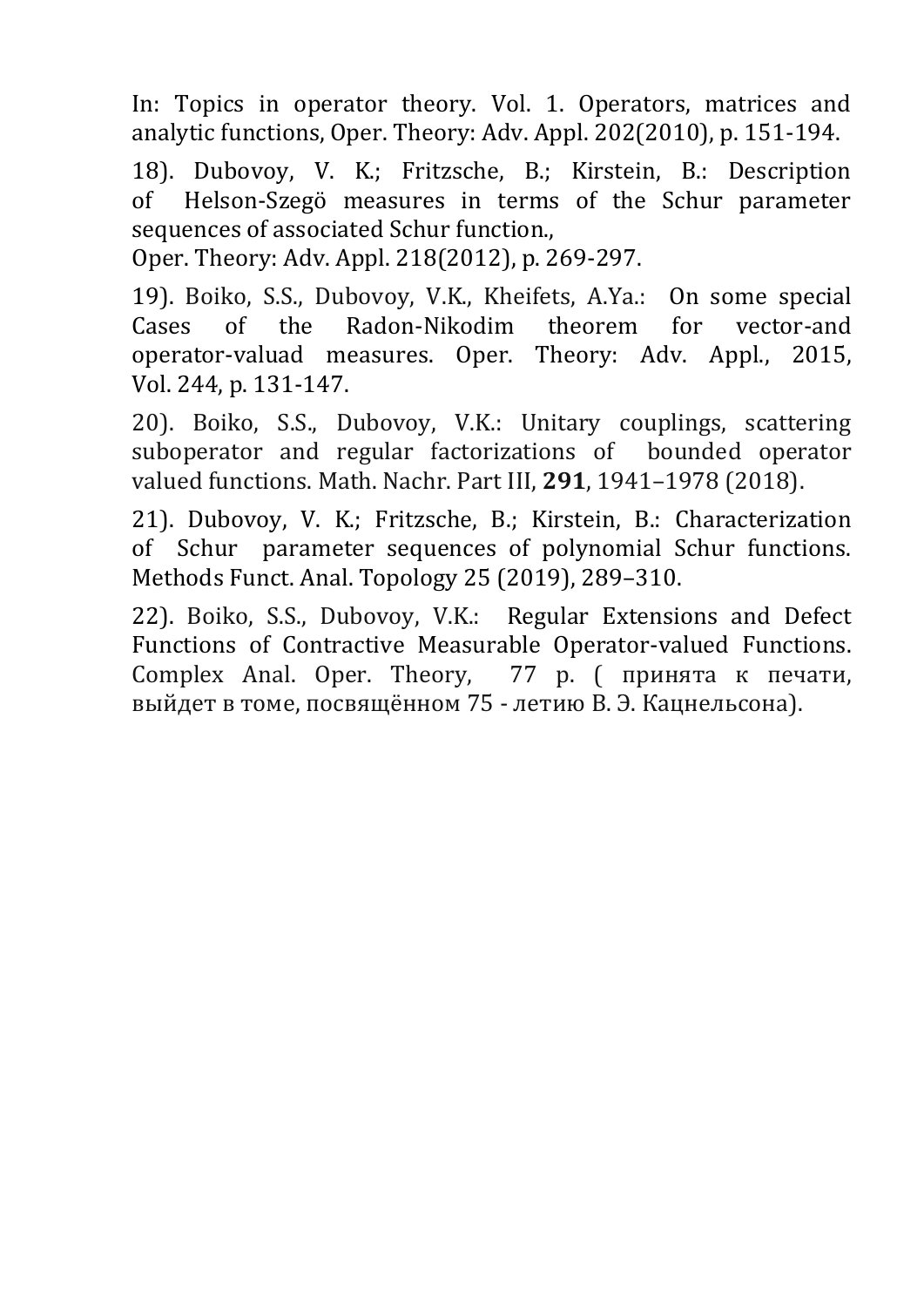In: Topics in operator theory. Vol. 1. Operators, matrices and analytic functions, Oper. Theory: Adv. Appl. 202(2010), p. 151-194.

18). Dubovoy, V. K.; Fritzsche, B.; Kirstein, B.: Description of Helson-Szegö measures in terms of the Schur parameter sequences of associated Schur function.,
Oper. Theory: Adv. Appl. 218(2012), p. 269-297.

19). Boiko, S.S., Dubovoy, V.K., Kheifets, A.Ya.: On some special Cases of the Radon-Nikodim theorem for vector-and operator-valuad measures. Oper. Theory: Adv. Appl., 2015, Vol. 244, p. 131-147.

20). Boiko, S.S., Dubovoy, V.K.: Unitary couplings, scattering suboperator and regular factorizations of bounded operator valued functions. Math. Nachr. Part III, **291**, 1941–1978 (2018).

21). Dubovoy, V. K.; Fritzsche, B.; Kirstein, B.: Characterization of Schur parameter sequences of polynomial Schur functions. Methods Funct. Anal. Topology 25 (2019), 289–310.

22). Boiko, S.S., Dubovoy, V.K.: Regular Extensions and Defect Functions of Contractive Measurable Operator-valued Functions. Complex Anal. Oper. Theory, 77 p. ( принята к печати, выйдет в томе, посвящённом 75 - летию В. Э. Кацнельсона).